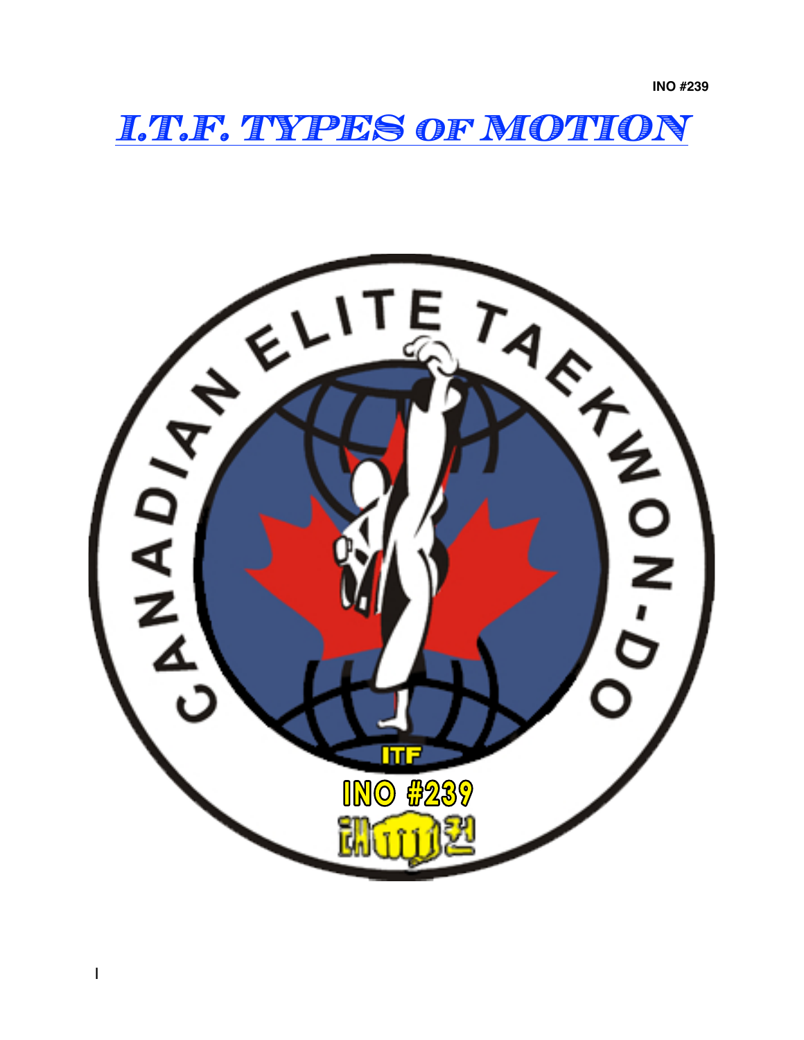INO #239

# I.T.F. TYPES OF MOTION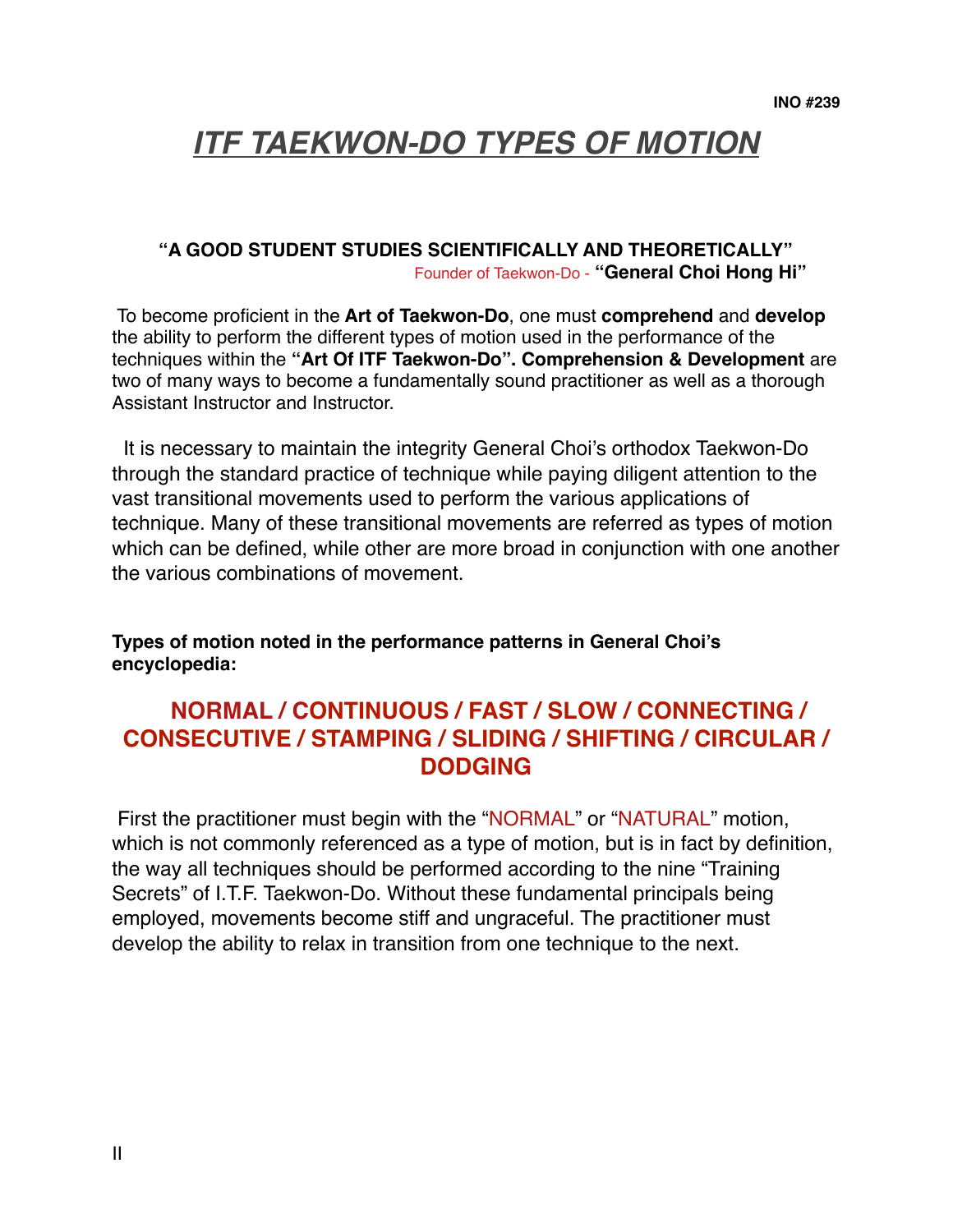INO #239

# ***ITF TAEKWON-DO TYPES OF MOTION***

**"A GOOD STUDENT STUDIES SCIENTIFICALLY AND THEORETICALLY"**
Founder of Taekwon-Do - **"General Choi Hong Hi"**

To become proficient in the **Art of Taekwon-Do**, one must **comprehend** and **develop** the ability to perform the different types of motion used in the performance of the techniques within the **"Art Of ITF Taekwon-Do". Comprehension & Development** are two of many ways to become a fundamentally sound practitioner as well as a thorough Assistant Instructor and Instructor.

It is necessary to maintain the integrity General Choi's orthodox Taekwon-Do through the standard practice of technique while paying diligent attention to the vast transitional movements used to perform the various applications of technique. Many of these transitional movements are referred as types of motion which can be defined, while other are more broad in conjunction with one another the various combinations of movement.

**Types of motion noted in the performance patterns in General Choi's encyclopedia:**

## NORMAL / CONTINUOUS / FAST / SLOW / CONNECTING / CONSECUTIVE / STAMPING / SLIDING / SHIFTING / CIRCULAR / DODGING

First the practitioner must begin with the "NORMAL" or "NATURAL" motion, which is not commonly referenced as a type of motion, but is in fact by definition, the way all techniques should be performed according to the nine "Training Secrets" of I.T.F. Taekwon-Do. Without these fundamental principals being employed, movements become stiff and ungraceful. The practitioner must develop the ability to relax in transition from one technique to the next.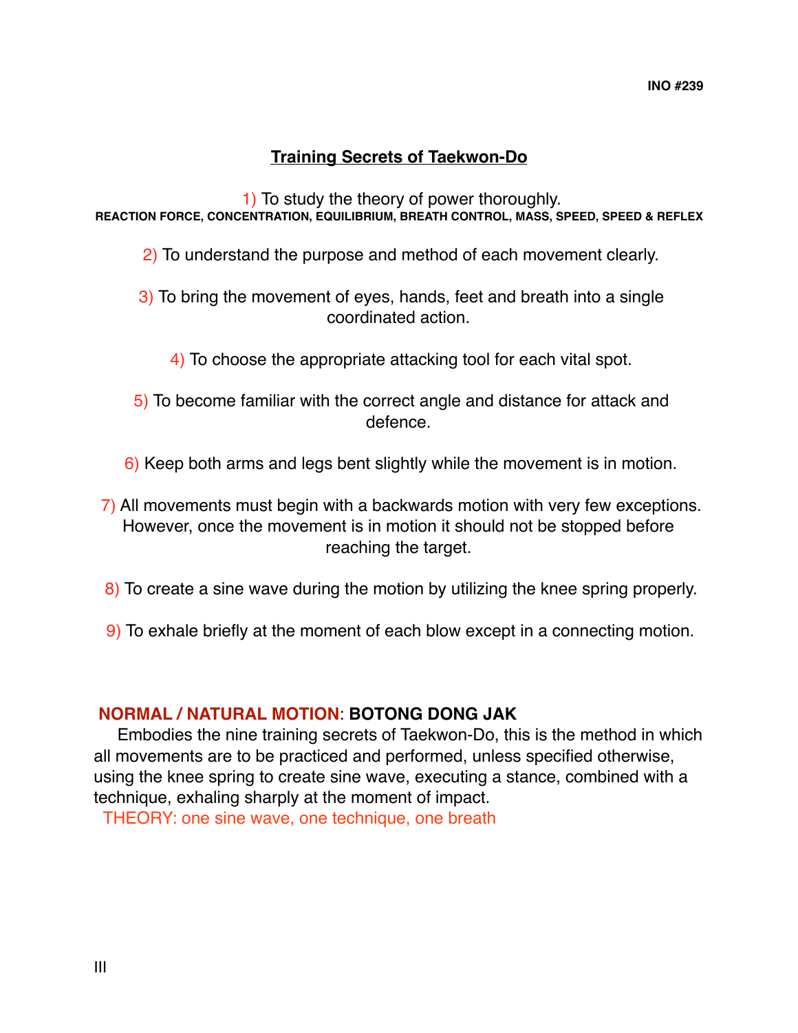INO #239

## Training Secrets of Taekwon-Do

1) To study the theory of power thoroughly.

**REACTION FORCE, CONCENTRATION, EQUILIBRIUM, BREATH CONTROL, MASS, SPEED, SPEED & REFLEX**

2) To understand the purpose and method of each movement clearly.

3) To bring the movement of eyes, hands, feet and breath into a single coordinated action.

4) To choose the appropriate attacking tool for each vital spot.

5) To become familiar with the correct angle and distance for attack and defence.

6) Keep both arms and legs bent slightly while the movement is in motion.

7) All movements must begin with a backwards motion with very few exceptions. However, once the movement is in motion it should not be stopped before reaching the target.

8) To create a sine wave during the motion by utilizing the knee spring properly.

9) To exhale briefly at the moment of each blow except in a connecting motion.

**NORMAL / NATURAL MOTION**: **BOTONG DONG JAK**

Embodies the nine training secrets of Taekwon-Do, this is the method in which all movements are to be practiced and performed, unless specified otherwise, using the knee spring to create sine wave, executing a stance, combined with a technique, exhaling sharply at the moment of impact.

THEORY: one sine wave, one technique, one breath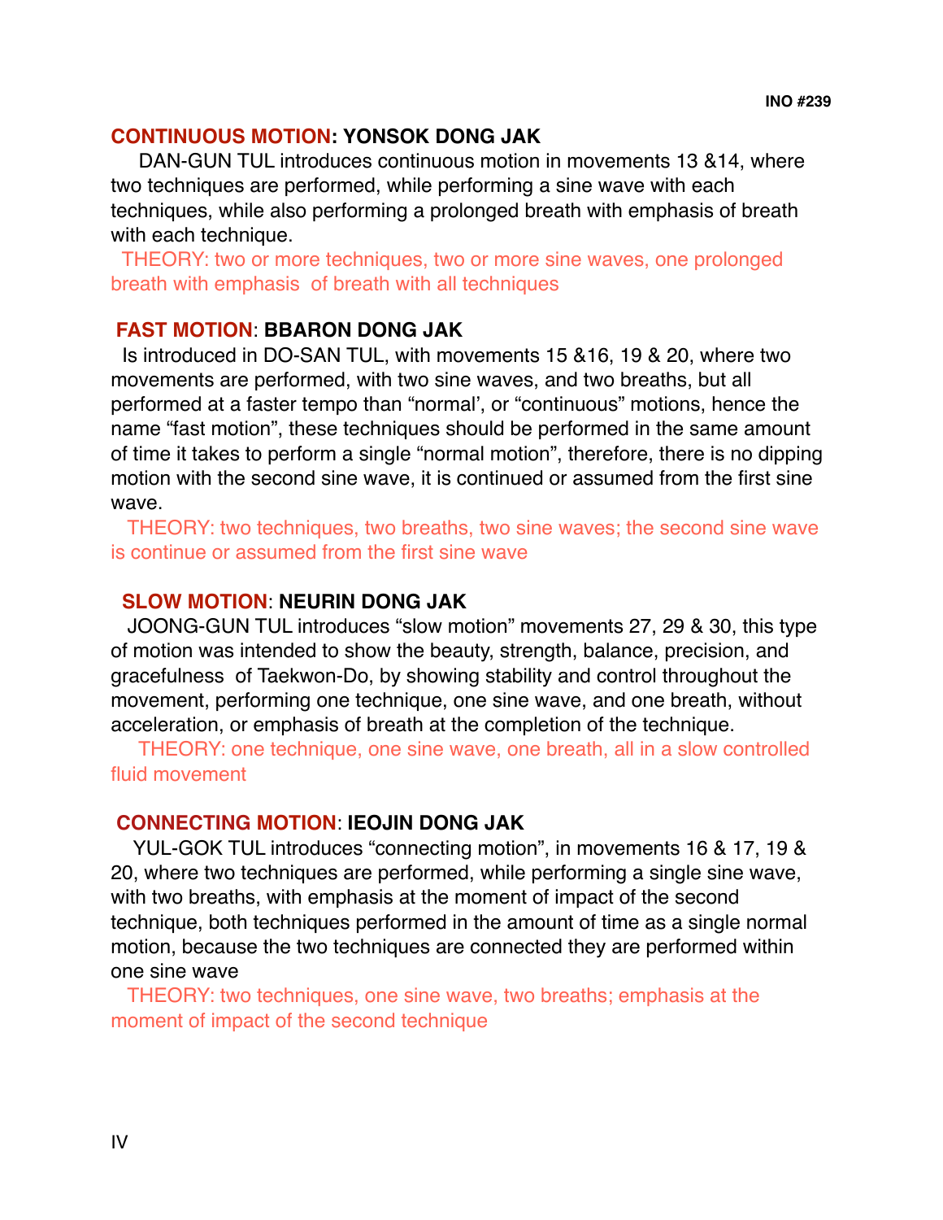## CONTINUOUS MOTION: YONSOK DONG JAK

DAN-GUN TUL introduces continuous motion in movements 13 &14, where two techniques are performed, while performing a sine wave with each techniques, while also performing a prolonged breath with emphasis of breath with each technique.

THEORY: two or more techniques, two or more sine waves, one prolonged breath with emphasis of breath with all techniques

## FAST MOTION: BBARON DONG JAK

Is introduced in DO-SAN TUL, with movements 15 &16, 19 & 20, where two movements are performed, with two sine waves, and two breaths, but all performed at a faster tempo than "normal', or "continuous" motions, hence the name "fast motion", these techniques should be performed in the same amount of time it takes to perform a single "normal motion", therefore, there is no dipping motion with the second sine wave, it is continued or assumed from the first sine wave.

THEORY: two techniques, two breaths, two sine waves; the second sine wave is continue or assumed from the first sine wave

## SLOW MOTION: NEURIN DONG JAK

JOONG-GUN TUL introduces "slow motion" movements 27, 29 & 30, this type of motion was intended to show the beauty, strength, balance, precision, and gracefulness of Taekwon-Do, by showing stability and control throughout the movement, performing one technique, one sine wave, and one breath, without acceleration, or emphasis of breath at the completion of the technique.

THEORY: one technique, one sine wave, one breath, all in a slow controlled fluid movement

## CONNECTING MOTION: IEOJIN DONG JAK

YUL-GOK TUL introduces "connecting motion", in movements 16 & 17, 19 & 20, where two techniques are performed, while performing a single sine wave, with two breaths, with emphasis at the moment of impact of the second technique, both techniques performed in the amount of time as a single normal motion, because the two techniques are connected they are performed within one sine wave

THEORY: two techniques, one sine wave, two breaths; emphasis at the moment of impact of the second technique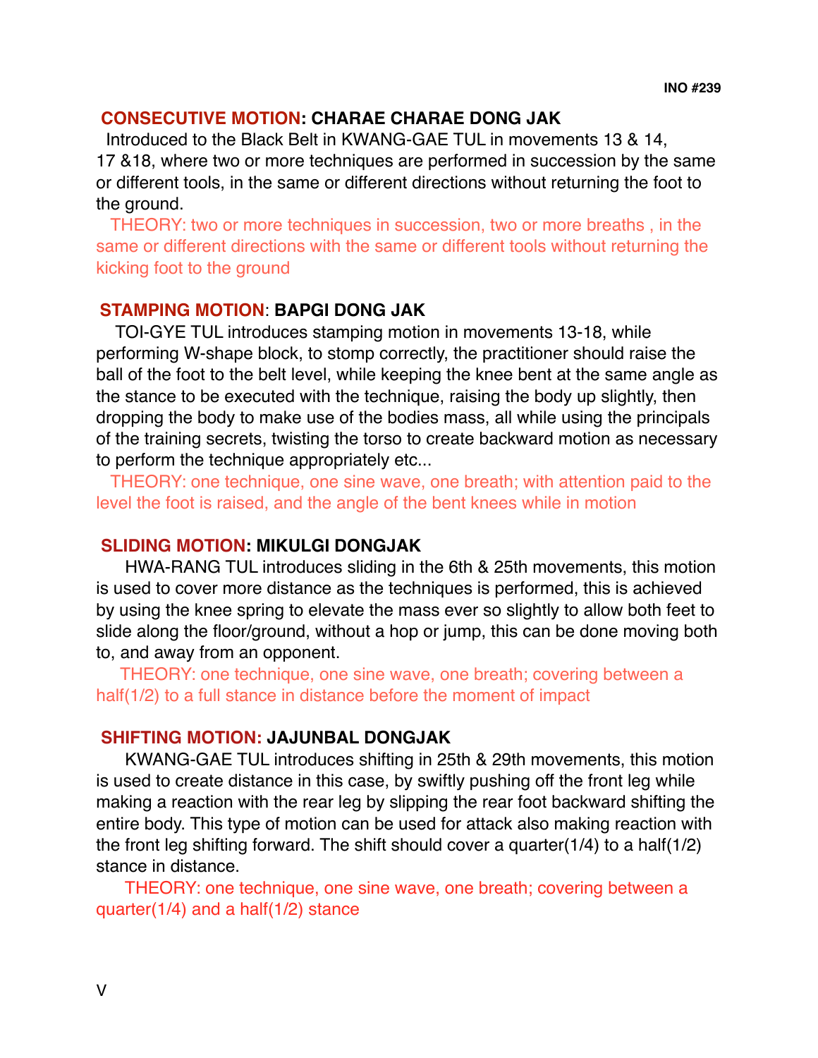## CONSECUTIVE MOTION: CHARAE CHARAE DONG JAK

Introduced to the Black Belt in KWANG-GAE TUL in movements 13 & 14, 17 &18, where two or more techniques are performed in succession by the same or different tools, in the same or different directions without returning the foot to the ground.

THEORY: two or more techniques in succession, two or more breaths , in the same or different directions with the same or different tools without returning the kicking foot to the ground

## STAMPING MOTION: BAPGI DONG JAK

TOI-GYE TUL introduces stamping motion in movements 13-18, while performing W-shape block, to stomp correctly, the practitioner should raise the ball of the foot to the belt level, while keeping the knee bent at the same angle as the stance to be executed with the technique, raising the body up slightly, then dropping the body to make use of the bodies mass, all while using the principals of the training secrets, twisting the torso to create backward motion as necessary to perform the technique appropriately etc...

THEORY: one technique, one sine wave, one breath; with attention paid to the level the foot is raised, and the angle of the bent knees while in motion

## SLIDING MOTION: MIKULGI DONGJAK

HWA-RANG TUL introduces sliding in the 6th & 25th movements, this motion is used to cover more distance as the techniques is performed, this is achieved by using the knee spring to elevate the mass ever so slightly to allow both feet to slide along the floor/ground, without a hop or jump, this can be done moving both to, and away from an opponent.

THEORY: one technique, one sine wave, one breath; covering between a half(1/2) to a full stance in distance before the moment of impact

## SHIFTING MOTION: JAJUNBAL DONGJAK

KWANG-GAE TUL introduces shifting in 25th & 29th movements, this motion is used to create distance in this case, by swiftly pushing off the front leg while making a reaction with the rear leg by slipping the rear foot backward shifting the entire body. This type of motion can be used for attack also making reaction with the front leg shifting forward. The shift should cover a quarter(1/4) to a half(1/2) stance in distance.

THEORY: one technique, one sine wave, one breath; covering between a quarter(1/4) and a half(1/2) stance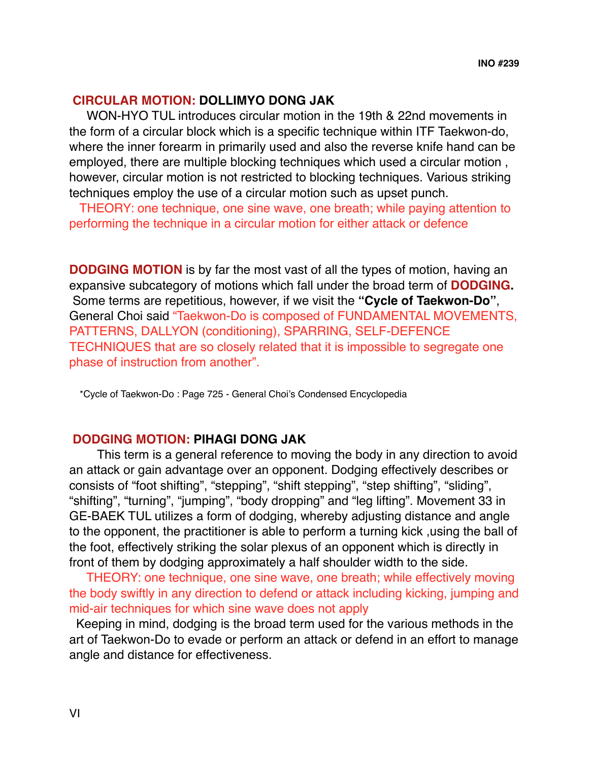## **CIRCULAR MOTION:** DOLLIMYO DONG JAK

WON-HYO TUL introduces circular motion in the 19th & 22nd movements in the form of a circular block which is a specific technique within ITF Taekwon-do, where the inner forearm in primarily used and also the reverse knife hand can be employed, there are multiple blocking techniques which used a circular motion , however, circular motion is not restricted to blocking techniques. Various striking techniques employ the use of a circular motion such as upset punch.

THEORY: one technique, one sine wave, one breath; while paying attention to performing the technique in a circular motion for either attack or defence

**DODGING MOTION** is by far the most vast of all the types of motion, having an expansive subcategory of motions which fall under the broad term of **DODGING.** Some terms are repetitious, however, if we visit the **"Cycle of Taekwon-Do"**, General Choi said "Taekwon-Do is composed of FUNDAMENTAL MOVEMENTS, PATTERNS, DALLYON (conditioning), SPARRING, SELF-DEFENCE TECHNIQUES that are so closely related that it is impossible to segregate one phase of instruction from another".

*Cycle of Taekwon-Do : Page 725 - General Choi's Condensed Encyclopedia

## **DODGING MOTION:** PIHAGI DONG JAK

This term is a general reference to moving the body in any direction to avoid an attack or gain advantage over an opponent. Dodging effectively describes or consists of "foot shifting", "stepping", "shift stepping", "step shifting", "sliding", "shifting", "turning", "jumping", "body dropping" and "leg lifting". Movement 33 in GE-BAEK TUL utilizes a form of dodging, whereby adjusting distance and angle to the opponent, the practitioner is able to perform a turning kick ,using the ball of the foot, effectively striking the solar plexus of an opponent which is directly in front of them by dodging approximately a half shoulder width to the side.

THEORY: one technique, one sine wave, one breath; while effectively moving the body swiftly in any direction to defend or attack including kicking, jumping and mid-air techniques for which sine wave does not apply

Keeping in mind, dodging is the broad term used for the various methods in the art of Taekwon-Do to evade or perform an attack or defend in an effort to manage angle and distance for effectiveness.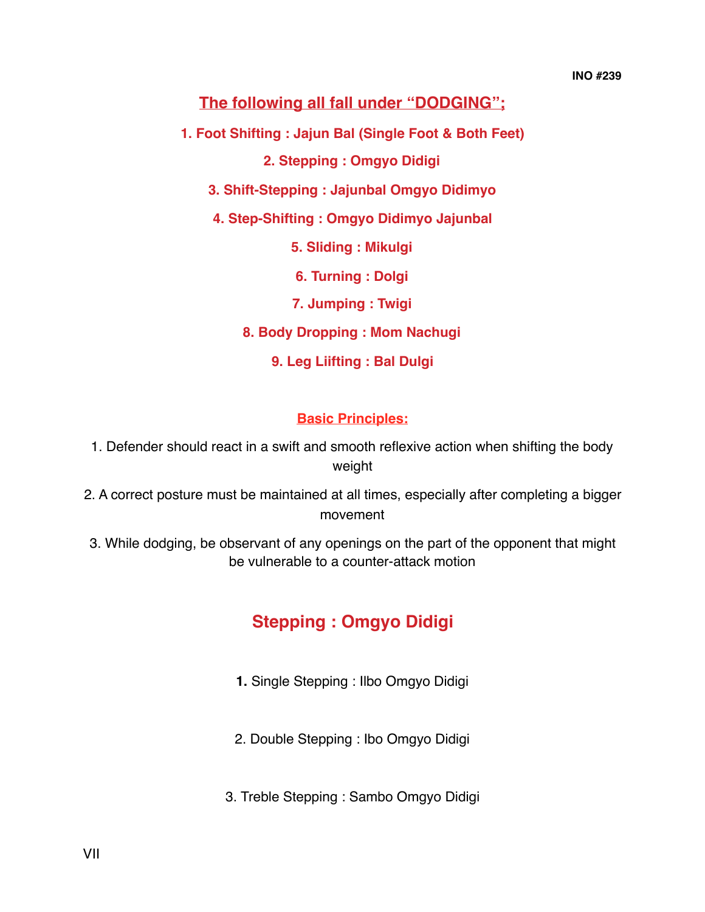INO #239

## The following all fall under "DODGING";

1. Foot Shifting : Jajun Bal (Single Foot & Both Feet)
2. Stepping : Omgyo Didigi
3. Shift-Stepping : Jajunbal Omgyo Didimyo
4. Step-Shifting : Omgyo Didimyo Jajunbal
5. Sliding : Mikulgi
6. Turning : Dolgi
7. Jumping : Twigi
8. Body Dropping : Mom Nachugi
9. Leg Liifting : Bal Dulgi

### Basic Principles:

1. Defender should react in a swift and smooth reflexive action when shifting the body weight
2. A correct posture must be maintained at all times, especially after completing a bigger movement
3. While dodging, be observant of any openings on the part of the opponent that might be vulnerable to a counter-attack motion

## Stepping : Omgyo Didigi

1. Single Stepping : Ilbo Omgyo Didigi
2. Double Stepping : Ibo Omgyo Didigi
3. Treble Stepping : Sambo Omgyo Didigi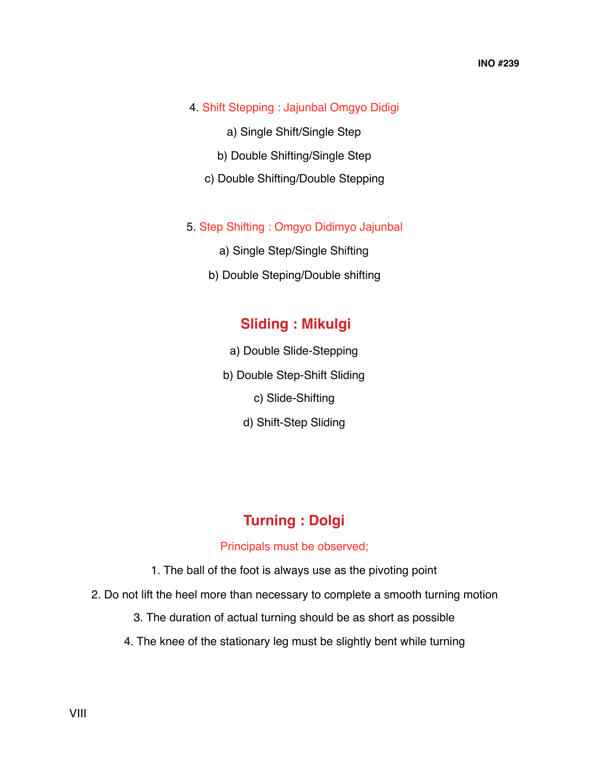4. Shift Stepping : Jajunbal Omgyo Didigi

a) Single Shift/Single Step

b) Double Shifting/Single Step

c) Double Shifting/Double Stepping

5. Step Shifting : Omgyo Didimyo Jajunbal

a) Single Step/Single Shifting

b) Double Steping/Double shifting

## Sliding : Mikulgi

a) Double Slide-Stepping

b) Double Step-Shift Sliding

c) Slide-Shifting

d) Shift-Step Sliding

## Turning : Dolgi

Principals must be observed;

1. The ball of the foot is always use as the pivoting point
2. Do not lift the heel more than necessary to complete a smooth turning motion
3. The duration of actual turning should be as short as possible
4. The knee of the stationary leg must be slightly bent while turning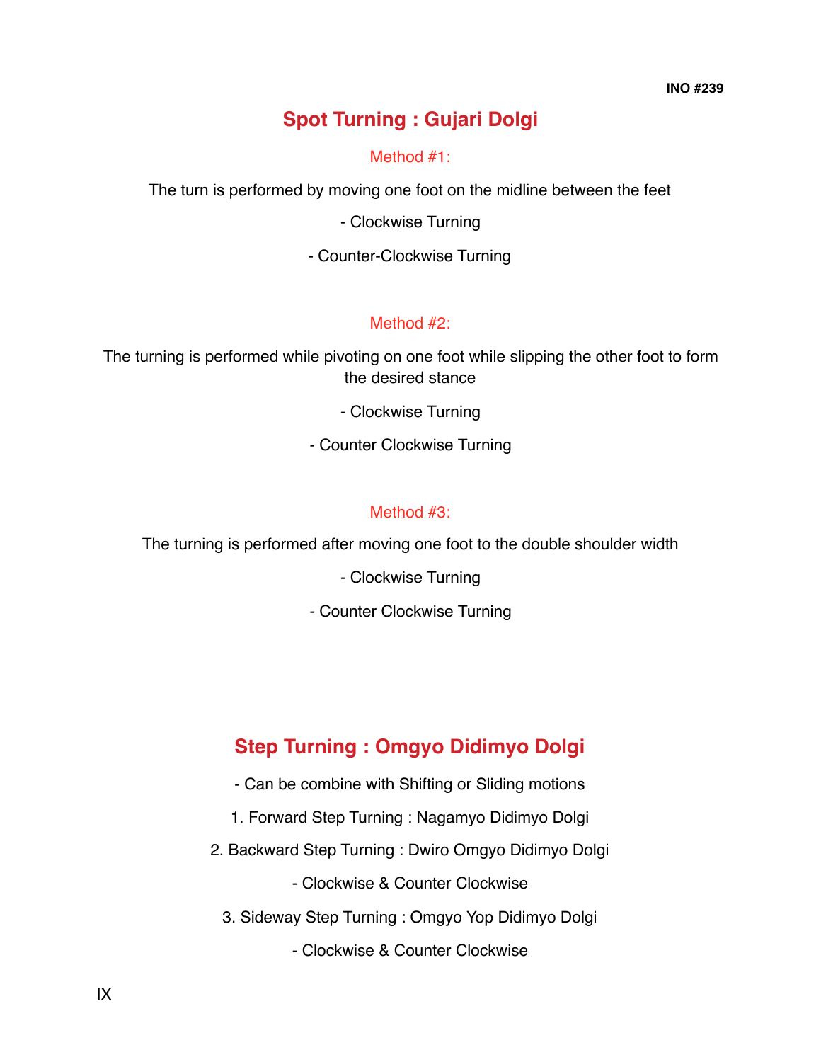**INO #239**

## Spot Turning : Gujari Dolgi

### Method #1:

The turn is performed by moving one foot on the midline between the feet

- Clockwise Turning
- Counter-Clockwise Turning

### Method #2:

The turning is performed while pivoting on one foot while slipping the other foot to form the desired stance

- Clockwise Turning
- Counter Clockwise Turning

### Method #3:

The turning is performed after moving one foot to the double shoulder width

- Clockwise Turning
- Counter Clockwise Turning

## Step Turning : Omgyo Didimyo Dolgi

- Can be combine with Shifting or Sliding motions

1. Forward Step Turning : Nagamyo Didimyo Dolgi
2. Backward Step Turning : Dwiro Omgyo Didimyo Dolgi
   - Clockwise & Counter Clockwise
3. Sideway Step Turning : Omgyo Yop Didimyo Dolgi
   - Clockwise & Counter Clockwise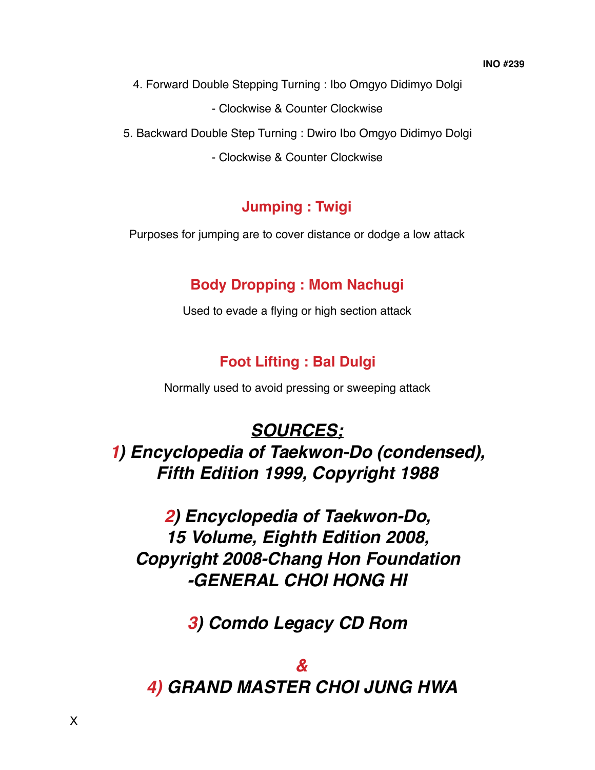4. Forward Double Stepping Turning : Ibo Omgyo Didimyo Dolgi

- Clockwise & Counter Clockwise

5. Backward Double Step Turning : Dwiro Ibo Omgyo Didimyo Dolgi

- Clockwise & Counter Clockwise

## Jumping : Twigi

Purposes for jumping are to cover distance or dodge a low attack

## Body Dropping : Mom Nachugi

Used to evade a flying or high section attack

## Foot Lifting : Bal Dulgi

Normally used to avoid pressing or sweeping attack

## ***SOURCES;***

***1) Encyclopedia of Taekwon-Do (condensed), Fifth Edition 1999, Copyright 1988***

***2) Encyclopedia of Taekwon-Do, 15 Volume, Eighth Edition 2008, Copyright 2008-Chang Hon Foundation -GENERAL CHOI HONG HI***

***3) Comdo Legacy CD Rom***

***&***

***4) GRAND MASTER CHOI JUNG HWA***

X